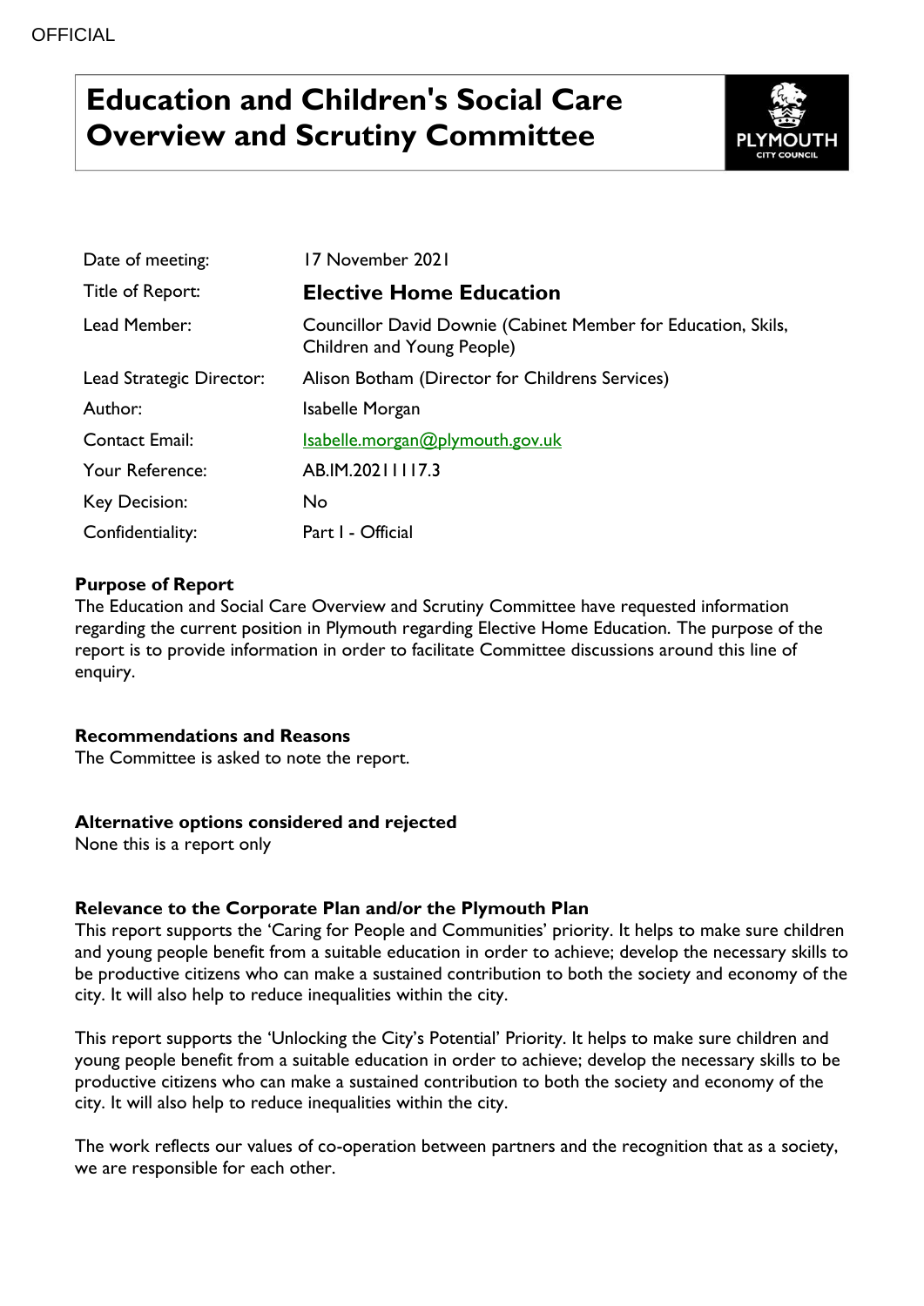OFFICIAL

# Education and Children's Social Care Overview and Scrutiny Committee

| | |
|---|---|
| Date of meeting: | 17 November 2021 |
| Title of Report: | **Elective Home Education** |
| Lead Member: | Councillor David Downie (Cabinet Member for Education, Skils, Children and Young People) |
| Lead Strategic Director: | Alison Botham (Director for Childrens Services) |
| Author: | Isabelle Morgan |
| Contact Email: | Isabelle.morgan@plymouth.gov.uk |
| Your Reference: | AB.IM.20211117.3 |
| Key Decision: | No |
| Confidentiality: | Part I - Official |

**Purpose of Report**

The Education and Social Care Overview and Scrutiny Committee have requested information regarding the current position in Plymouth regarding Elective Home Education. The purpose of the report is to provide information in order to facilitate Committee discussions around this line of enquiry.

**Recommendations and Reasons**

The Committee is asked to note the report.

**Alternative options considered and rejected**

None this is a report only

**Relevance to the Corporate Plan and/or the Plymouth Plan**

This report supports the 'Caring for People and Communities' priority. It helps to make sure children and young people benefit from a suitable education in order to achieve; develop the necessary skills to be productive citizens who can make a sustained contribution to both the society and economy of the city. It will also help to reduce inequalities within the city.

This report supports the 'Unlocking the City's Potential' Priority. It helps to make sure children and young people benefit from a suitable education in order to achieve; develop the necessary skills to be productive citizens who can make a sustained contribution to both the society and economy of the city. It will also help to reduce inequalities within the city.

The work reflects our values of co-operation between partners and the recognition that as a society, we are responsible for each other.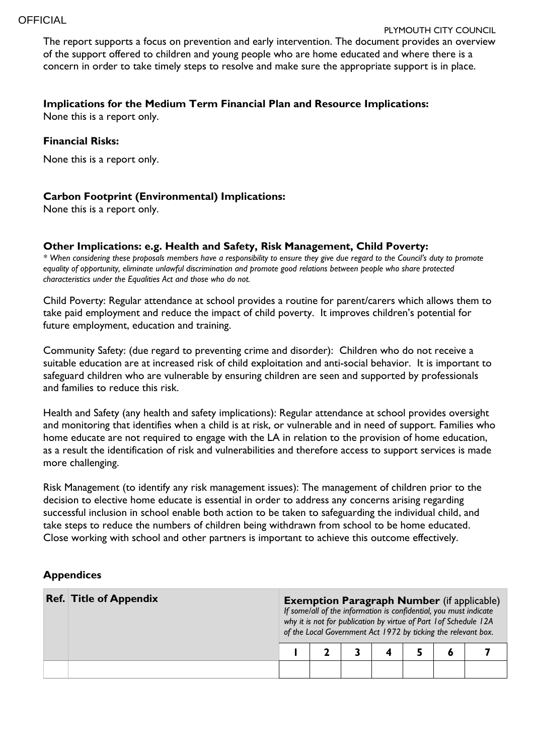The report supports a focus on prevention and early intervention. The document provides an overview of the support offered to children and young people who are home educated and where there is a concern in order to take timely steps to resolve and make sure the appropriate support is in place.

**Implications for the Medium Term Financial Plan and Resource Implications:**

None this is a report only.

**Financial Risks:**

None this is a report only.

**Carbon Footprint (Environmental) Implications:**

None this is a report only.

**Other Implications: e.g. Health and Safety, Risk Management, Child Poverty:**

*\* When considering these proposals members have a responsibility to ensure they give due regard to the Council's duty to promote equality of opportunity, eliminate unlawful discrimination and promote good relations between people who share protected characteristics under the Equalities Act and those who do not.*

Child Poverty: Regular attendance at school provides a routine for parent/carers which allows them to take paid employment and reduce the impact of child poverty. It improves children's potential for future employment, education and training.

Community Safety: (due regard to preventing crime and disorder): Children who do not receive a suitable education are at increased risk of child exploitation and anti-social behavior. It is important to safeguard children who are vulnerable by ensuring children are seen and supported by professionals and families to reduce this risk.

Health and Safety (any health and safety implications): Regular attendance at school provides oversight and monitoring that identifies when a child is at risk, or vulnerable and in need of support. Families who home educate are not required to engage with the LA in relation to the provision of home education, as a result the identification of risk and vulnerabilities and therefore access to support services is made more challenging.

Risk Management (to identify any risk management issues): The management of children prior to the decision to elective home educate is essential in order to address any concerns arising regarding successful inclusion in school enable both action to be taken to safeguarding the individual child, and take steps to reduce the numbers of children being withdrawn from school to be home educated. Close working with school and other partners is important to achieve this outcome effectively.

**Appendices**

| Ref. | Title of Appendix | **Exemption Paragraph Number** (if applicable) *If some/all of the information is confidential, you must indicate why it is not for publication by virtue of Part 1of Schedule 12A of the Local Government Act 1972 by ticking the relevant box.* | | | | | | |
|---|---|---|---|---|---|---|---|---|
| | | 1 | 2 | 3 | 4 | 5 | 6 | 7 |
| | | | | | | | | |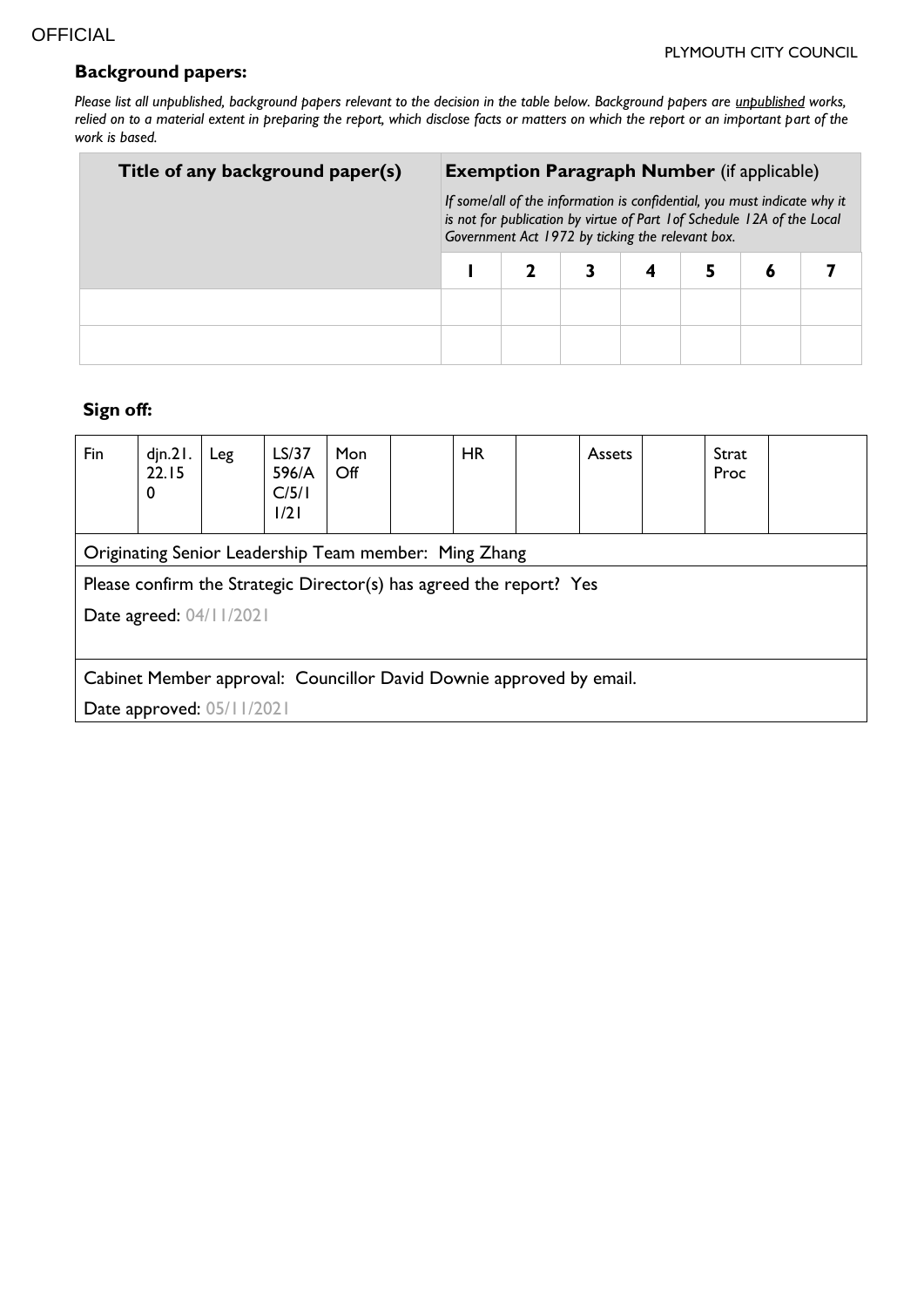OFFICIAL

PLYMOUTH CITY COUNCIL

**Background papers:**

*Please list all unpublished, background papers relevant to the decision in the table below. Background papers are unpublished works, relied on to a material extent in preparing the report, which disclose facts or matters on which the report or an important part of the work is based.*

| Title of any background paper(s) | Exemption Paragraph Number (if applicable) *If some/all of the information is confidential, you must indicate why it is not for publication by virtue of Part 1of Schedule 12A of the Local Government Act 1972 by ticking the relevant box.* | | | | | | |
|---|---|---|---|---|---|---|---|
| | 1 | 2 | 3 | 4 | 5 | 6 | 7 |
| | | | | | | | |
| | | | | | | | |

**Sign off:**

| Fin | djn.21.22.150 | Leg | LS/37596/AC/5/11/21 | Mon Off | | HR | | Assets | | Strat Proc | |
|---|---|---|---|---|---|---|---|---|---|---|---|
| Originating Senior Leadership Team member: Ming Zhang | | | | | | | | | | | |
| Please confirm the Strategic Director(s) has agreed the report? Yes<br>Date agreed: 04/11/2021 | | | | | | | | | | | |
| Cabinet Member approval: Councillor David Downie approved by email.<br>Date approved: 05/11/2021 | | | | | | | | | | | |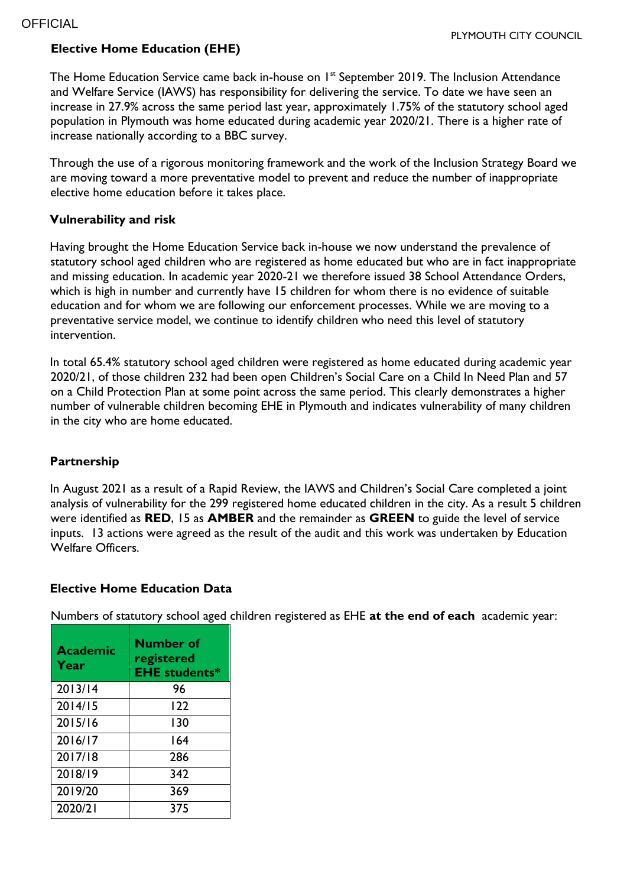## Elective Home Education (EHE)

The Home Education Service came back in-house on 1st September 2019. The Inclusion Attendance and Welfare Service (IAWS) has responsibility for delivering the service. To date we have seen an increase in 27.9% across the same period last year, approximately 1.75% of the statutory school aged population in Plymouth was home educated during academic year 2020/21. There is a higher rate of increase nationally according to a BBC survey.

Through the use of a rigorous monitoring framework and the work of the Inclusion Strategy Board we are moving toward a more preventative model to prevent and reduce the number of inappropriate elective home education before it takes place.

### Vulnerability and risk

Having brought the Home Education Service back in-house we now understand the prevalence of statutory school aged children who are registered as home educated but who are in fact inappropriate and missing education. In academic year 2020-21 we therefore issued 38 School Attendance Orders, which is high in number and currently have 15 children for whom there is no evidence of suitable education and for whom we are following our enforcement processes. While we are moving to a preventative service model, we continue to identify children who need this level of statutory intervention.

In total 65.4% statutory school aged children were registered as home educated during academic year 2020/21, of those children 232 had been open Children's Social Care on a Child In Need Plan and 57 on a Child Protection Plan at some point across the same period. This clearly demonstrates a higher number of vulnerable children becoming EHE in Plymouth and indicates vulnerability of many children in the city who are home educated.

### Partnership

In August 2021 as a result of a Rapid Review, the IAWS and Children's Social Care completed a joint analysis of vulnerability for the 299 registered home educated children in the city. As a result 5 children were identified as **RED**, 15 as **AMBER** and the remainder as **GREEN** to guide the level of service inputs. 13 actions were agreed as the result of the audit and this work was undertaken by Education Welfare Officers.

### Elective Home Education Data

Numbers of statutory school aged children registered as EHE **at the end of each** academic year:

| Academic Year | Number of registered EHE students* |
|---|---|
| 2013/14 | 96 |
| 2014/15 | 122 |
| 2015/16 | 130 |
| 2016/17 | 164 |
| 2017/18 | 286 |
| 2018/19 | 342 |
| 2019/20 | 369 |
| 2020/21 | 375 |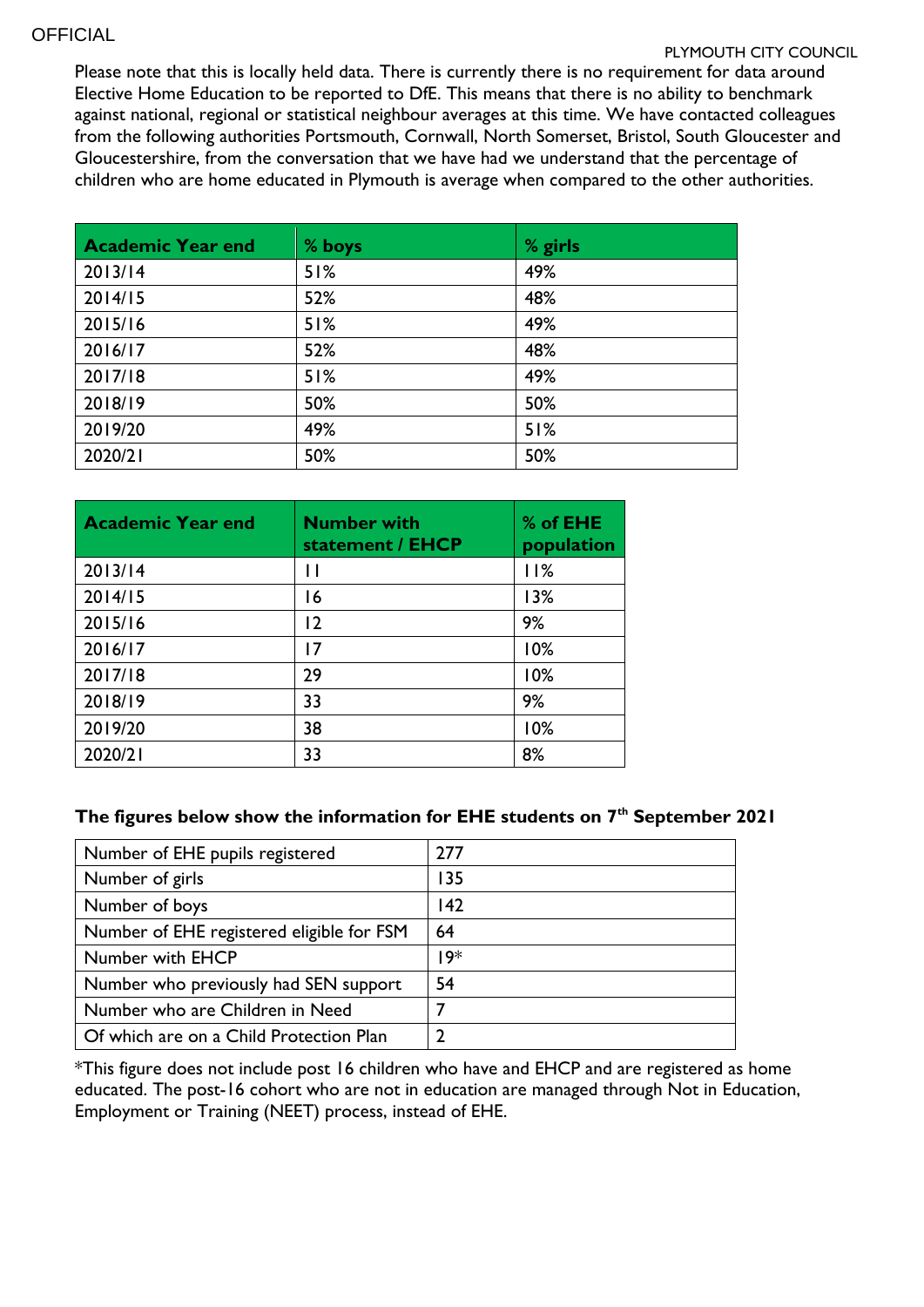Please note that this is locally held data. There is currently there is no requirement for data around Elective Home Education to be reported to DfE. This means that there is no ability to benchmark against national, regional or statistical neighbour averages at this time. We have contacted colleagues from the following authorities Portsmouth, Cornwall, North Somerset, Bristol, South Gloucester and Gloucestershire, from the conversation that we have had we understand that the percentage of children who are home educated in Plymouth is average when compared to the other authorities.

| Academic Year end | % boys | % girls |
|---|---|---|
| 2013/14 | 51% | 49% |
| 2014/15 | 52% | 48% |
| 2015/16 | 51% | 49% |
| 2016/17 | 52% | 48% |
| 2017/18 | 51% | 49% |
| 2018/19 | 50% | 50% |
| 2019/20 | 49% | 51% |
| 2020/21 | 50% | 50% |

| Academic Year end | Number with statement / EHCP | % of EHE population |
|---|---|---|
| 2013/14 | 11 | 11% |
| 2014/15 | 16 | 13% |
| 2015/16 | 12 | 9% |
| 2016/17 | 17 | 10% |
| 2017/18 | 29 | 10% |
| 2018/19 | 33 | 9% |
| 2019/20 | 38 | 10% |
| 2020/21 | 33 | 8% |

**The figures below show the information for EHE students on 7th September 2021**

| Number of EHE pupils registered | 277 |
|---|---|
| Number of girls | 135 |
| Number of boys | 142 |
| Number of EHE registered eligible for FSM | 64 |
| Number with EHCP | 19* |
| Number who previously had SEN support | 54 |
| Number who are Children in Need | 7 |
| Of which are on a Child Protection Plan | 2 |

*This figure does not include post 16 children who have and EHCP and are registered as home educated. The post-16 cohort who are not in education are managed through Not in Education, Employment or Training (NEET) process, instead of EHE.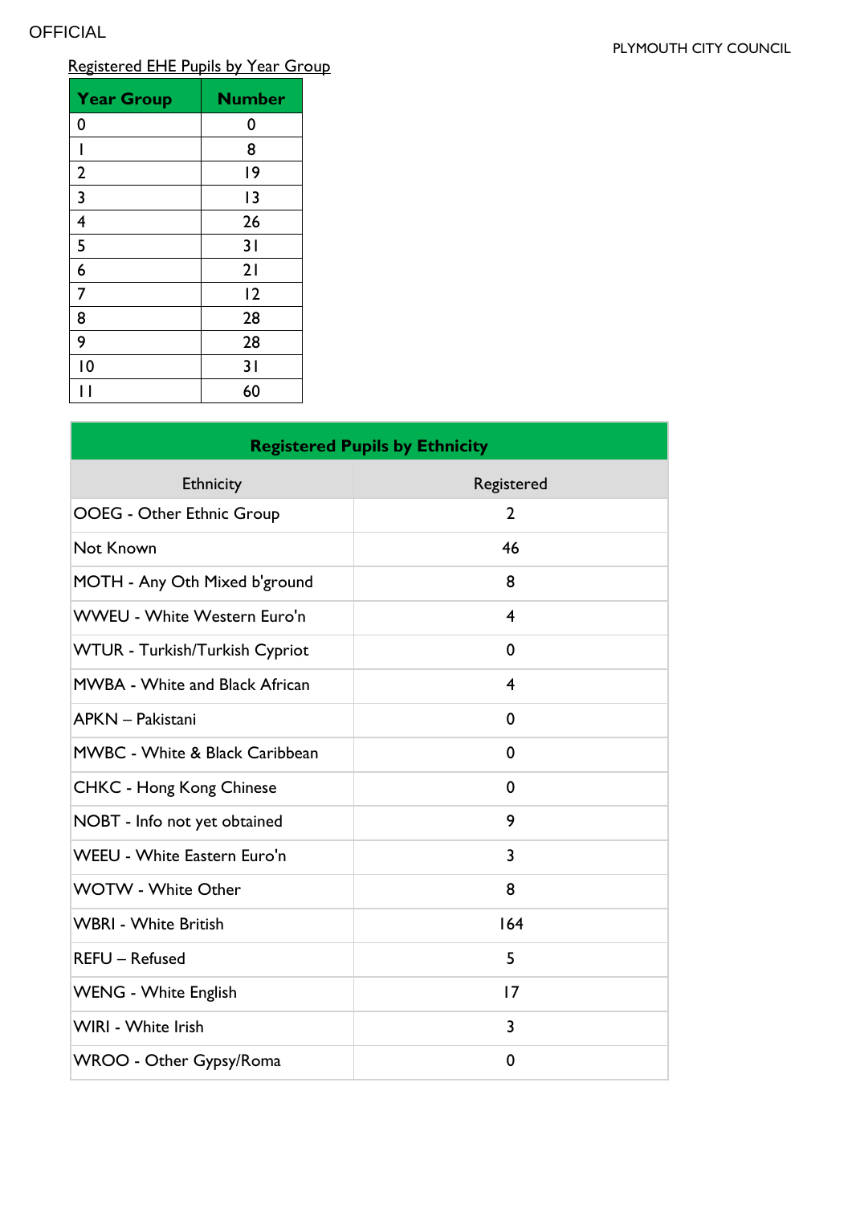Registered EHE Pupils by Year Group

| Year Group | Number |
|---|---|
| 0 | 0 |
| 1 | 8 |
| 2 | 19 |
| 3 | 13 |
| 4 | 26 |
| 5 | 31 |
| 6 | 21 |
| 7 | 12 |
| 8 | 28 |
| 9 | 28 |
| 10 | 31 |
| 11 | 60 |

| Registered Pupils by Ethnicity | |
|---|---|
| Ethnicity | Registered |
| OOEG - Other Ethnic Group | 2 |
| Not Known | 46 |
| MOTH - Any Oth Mixed b'ground | 8 |
| WWEU - White Western Euro'n | 4 |
| WTUR - Turkish/Turkish Cypriot | 0 |
| MWBA - White and Black African | 4 |
| APKN – Pakistani | 0 |
| MWBC - White & Black Caribbean | 0 |
| CHKC - Hong Kong Chinese | 0 |
| NOBT - Info not yet obtained | 9 |
| WEEU - White Eastern Euro'n | 3 |
| WOTW - White Other | 8 |
| WBRI - White British | 164 |
| REFU – Refused | 5 |
| WENG - White English | 17 |
| WIRI - White Irish | 3 |
| WROO - Other Gypsy/Roma | 0 |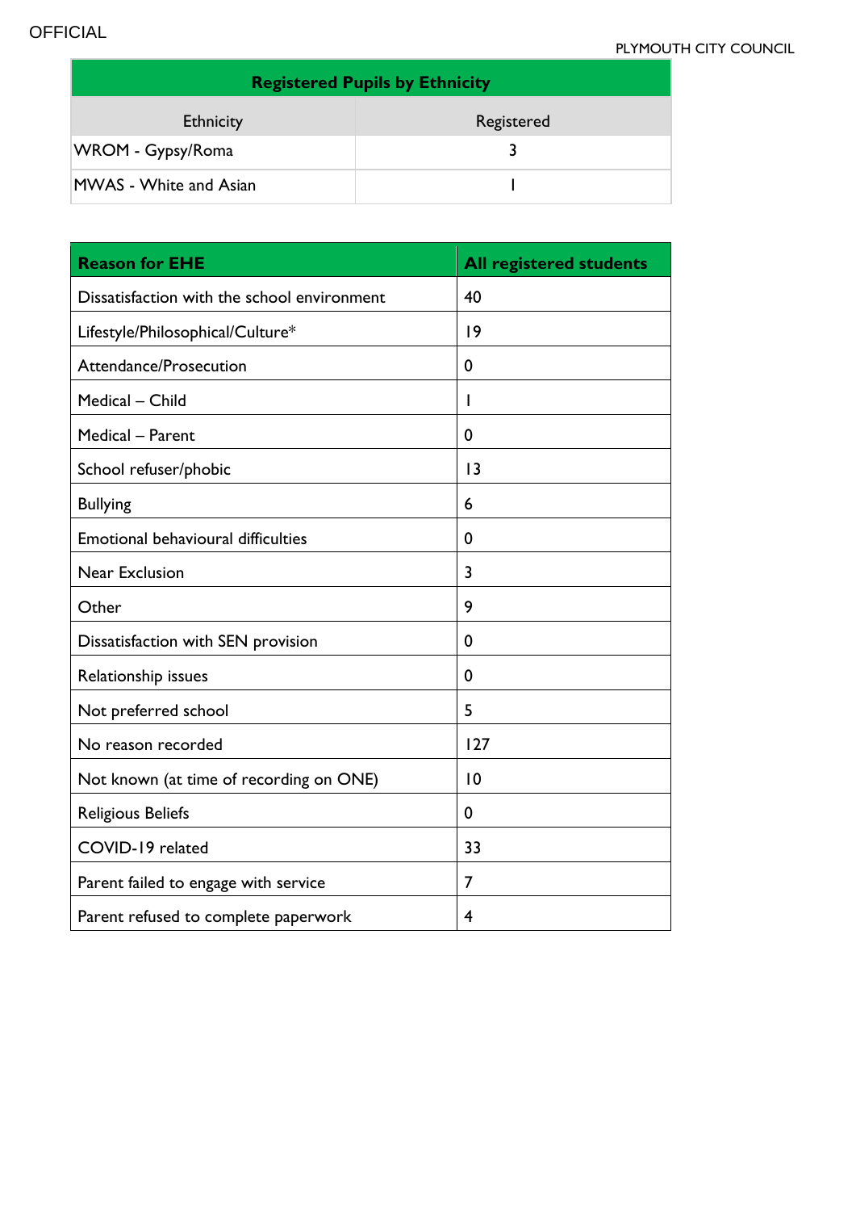| Registered Pupils by Ethnicity | |
|---|---|
| Ethnicity | Registered |
| WROM - Gypsy/Roma | 3 |
| MWAS - White and Asian | 1 |

| Reason for EHE | All registered students |
|---|---|
| Dissatisfaction with the school environment | 40 |
| Lifestyle/Philosophical/Culture* | 19 |
| Attendance/Prosecution | 0 |
| Medical – Child | 1 |
| Medical – Parent | 0 |
| School refuser/phobic | 13 |
| Bullying | 6 |
| Emotional behavioural difficulties | 0 |
| Near Exclusion | 3 |
| Other | 9 |
| Dissatisfaction with SEN provision | 0 |
| Relationship issues | 0 |
| Not preferred school | 5 |
| No reason recorded | 127 |
| Not known (at time of recording on ONE) | 10 |
| Religious Beliefs | 0 |
| COVID-19 related | 33 |
| Parent failed to engage with service | 7 |
| Parent refused to complete paperwork | 4 |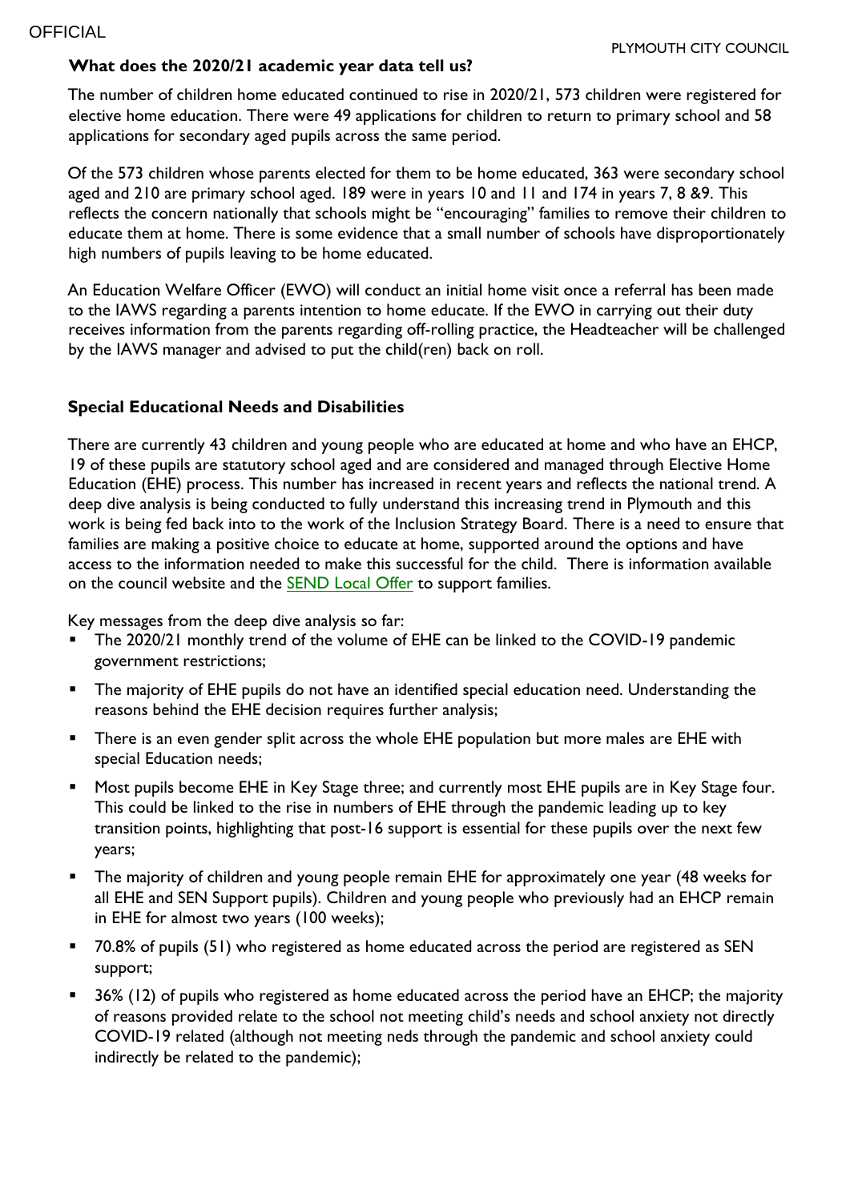### What does the 2020/21 academic year data tell us?

The number of children home educated continued to rise in 2020/21, 573 children were registered for elective home education. There were 49 applications for children to return to primary school and 58 applications for secondary aged pupils across the same period.

Of the 573 children whose parents elected for them to be home educated, 363 were secondary school aged and 210 are primary school aged. 189 were in years 10 and 11 and 174 in years 7, 8 &9. This reflects the concern nationally that schools might be "encouraging" families to remove their children to educate them at home. There is some evidence that a small number of schools have disproportionately high numbers of pupils leaving to be home educated.

An Education Welfare Officer (EWO) will conduct an initial home visit once a referral has been made to the IAWS regarding a parents intention to home educate. If the EWO in carrying out their duty receives information from the parents regarding off-rolling practice, the Headteacher will be challenged by the IAWS manager and advised to put the child(ren) back on roll.

### Special Educational Needs and Disabilities

There are currently 43 children and young people who are educated at home and who have an EHCP, 19 of these pupils are statutory school aged and are considered and managed through Elective Home Education (EHE) process. This number has increased in recent years and reflects the national trend. A deep dive analysis is being conducted to fully understand this increasing trend in Plymouth and this work is being fed back into to the work of the Inclusion Strategy Board. There is a need to ensure that families are making a positive choice to educate at home, supported around the options and have access to the information needed to make this successful for the child. There is information available on the council website and the SEND Local Offer to support families.

Key messages from the deep dive analysis so far:

- The 2020/21 monthly trend of the volume of EHE can be linked to the COVID-19 pandemic government restrictions;
- The majority of EHE pupils do not have an identified special education need. Understanding the reasons behind the EHE decision requires further analysis;
- There is an even gender split across the whole EHE population but more males are EHE with special Education needs;
- Most pupils become EHE in Key Stage three; and currently most EHE pupils are in Key Stage four. This could be linked to the rise in numbers of EHE through the pandemic leading up to key transition points, highlighting that post-16 support is essential for these pupils over the next few years;
- The majority of children and young people remain EHE for approximately one year (48 weeks for all EHE and SEN Support pupils). Children and young people who previously had an EHCP remain in EHE for almost two years (100 weeks);
- 70.8% of pupils (51) who registered as home educated across the period are registered as SEN support;
- 36% (12) of pupils who registered as home educated across the period have an EHCP; the majority of reasons provided relate to the school not meeting child's needs and school anxiety not directly COVID-19 related (although not meeting neds through the pandemic and school anxiety could indirectly be related to the pandemic);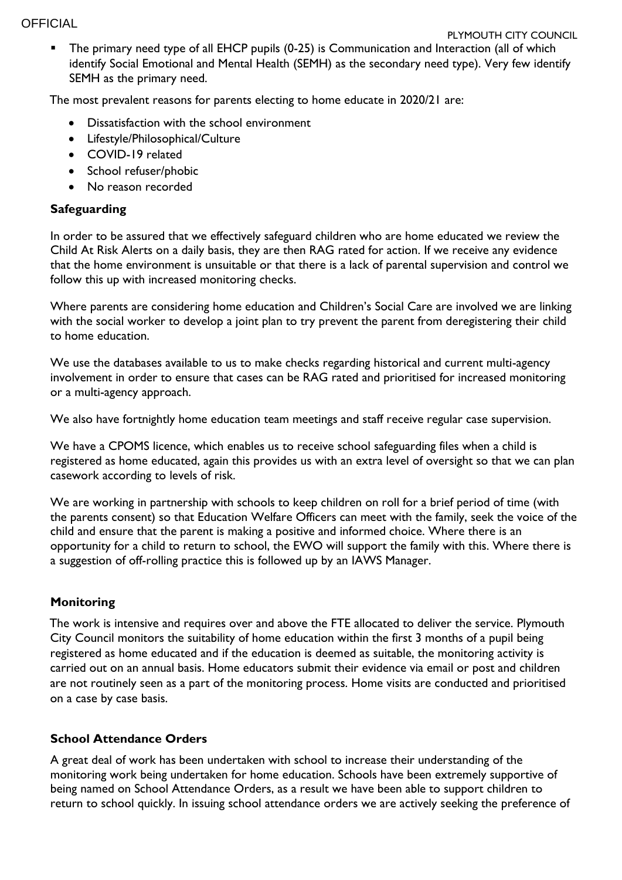- The primary need type of all EHCP pupils (0-25) is Communication and Interaction (all of which identify Social Emotional and Mental Health (SEMH) as the secondary need type). Very few identify SEMH as the primary need.

The most prevalent reasons for parents electing to home educate in 2020/21 are:

- Dissatisfaction with the school environment
- Lifestyle/Philosophical/Culture
- COVID-19 related
- School refuser/phobic
- No reason recorded

## Safeguarding

In order to be assured that we effectively safeguard children who are home educated we review the Child At Risk Alerts on a daily basis, they are then RAG rated for action. If we receive any evidence that the home environment is unsuitable or that there is a lack of parental supervision and control we follow this up with increased monitoring checks.

Where parents are considering home education and Children's Social Care are involved we are linking with the social worker to develop a joint plan to try prevent the parent from deregistering their child to home education.

We use the databases available to us to make checks regarding historical and current multi-agency involvement in order to ensure that cases can be RAG rated and prioritised for increased monitoring or a multi-agency approach.

We also have fortnightly home education team meetings and staff receive regular case supervision.

We have a CPOMS licence, which enables us to receive school safeguarding files when a child is registered as home educated, again this provides us with an extra level of oversight so that we can plan casework according to levels of risk.

We are working in partnership with schools to keep children on roll for a brief period of time (with the parents consent) so that Education Welfare Officers can meet with the family, seek the voice of the child and ensure that the parent is making a positive and informed choice. Where there is an opportunity for a child to return to school, the EWO will support the family with this. Where there is a suggestion of off-rolling practice this is followed up by an IAWS Manager.

## Monitoring

The work is intensive and requires over and above the FTE allocated to deliver the service. Plymouth City Council monitors the suitability of home education within the first 3 months of a pupil being registered as home educated and if the education is deemed as suitable, the monitoring activity is carried out on an annual basis. Home educators submit their evidence via email or post and children are not routinely seen as a part of the monitoring process. Home visits are conducted and prioritised on a case by case basis.

## School Attendance Orders

A great deal of work has been undertaken with school to increase their understanding of the monitoring work being undertaken for home education. Schools have been extremely supportive of being named on School Attendance Orders, as a result we have been able to support children to return to school quickly. In issuing school attendance orders we are actively seeking the preference of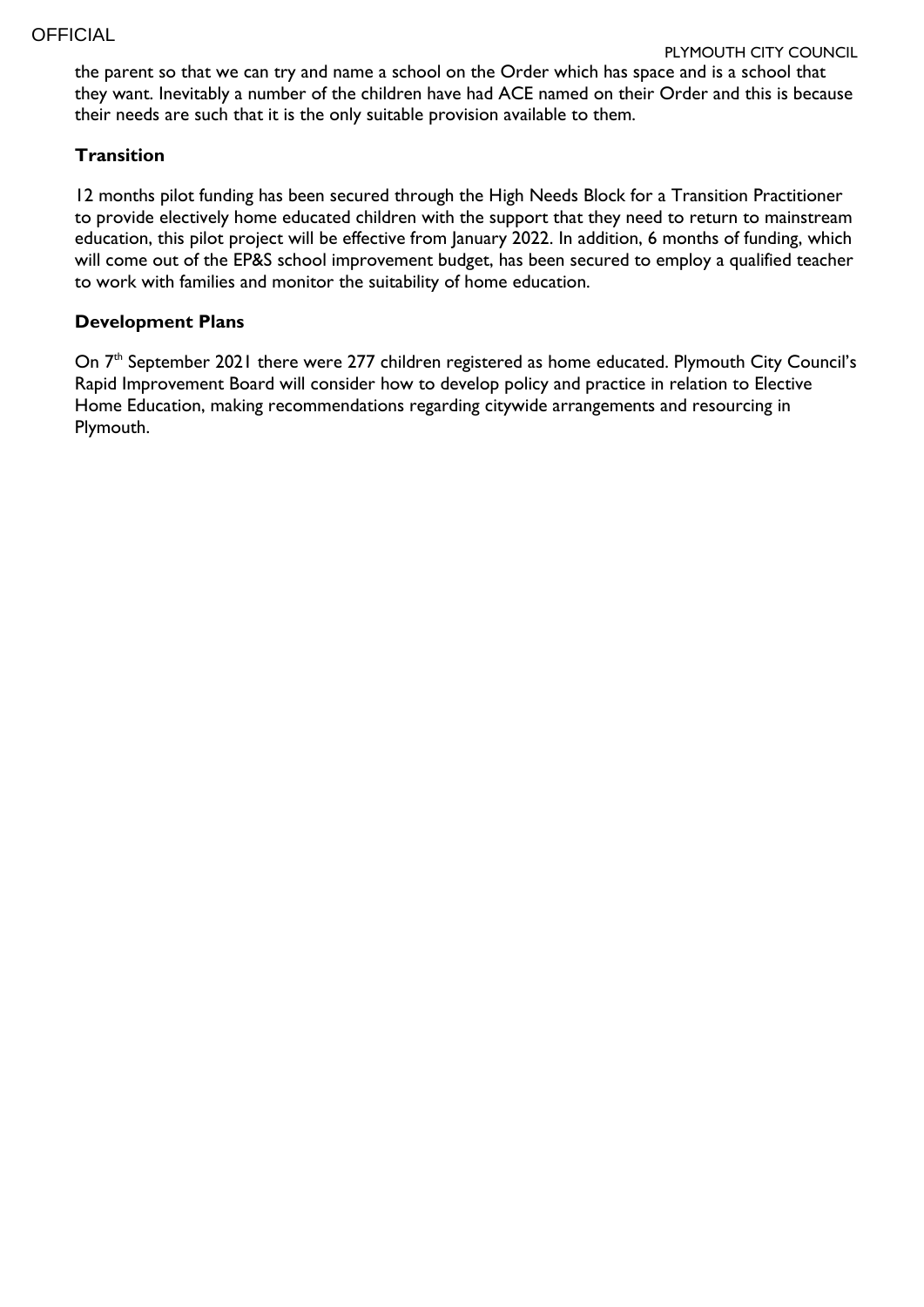the parent so that we can try and name a school on the Order which has space and is a school that they want. Inevitably a number of the children have had ACE named on their Order and this is because their needs are such that it is the only suitable provision available to them.

**Transition**

12 months pilot funding has been secured through the High Needs Block for a Transition Practitioner to provide electively home educated children with the support that they need to return to mainstream education, this pilot project will be effective from January 2022. In addition, 6 months of funding, which will come out of the EP&S school improvement budget, has been secured to employ a qualified teacher to work with families and monitor the suitability of home education.

**Development Plans**

On 7th September 2021 there were 277 children registered as home educated. Plymouth City Council's Rapid Improvement Board will consider how to develop policy and practice in relation to Elective Home Education, making recommendations regarding citywide arrangements and resourcing in Plymouth.